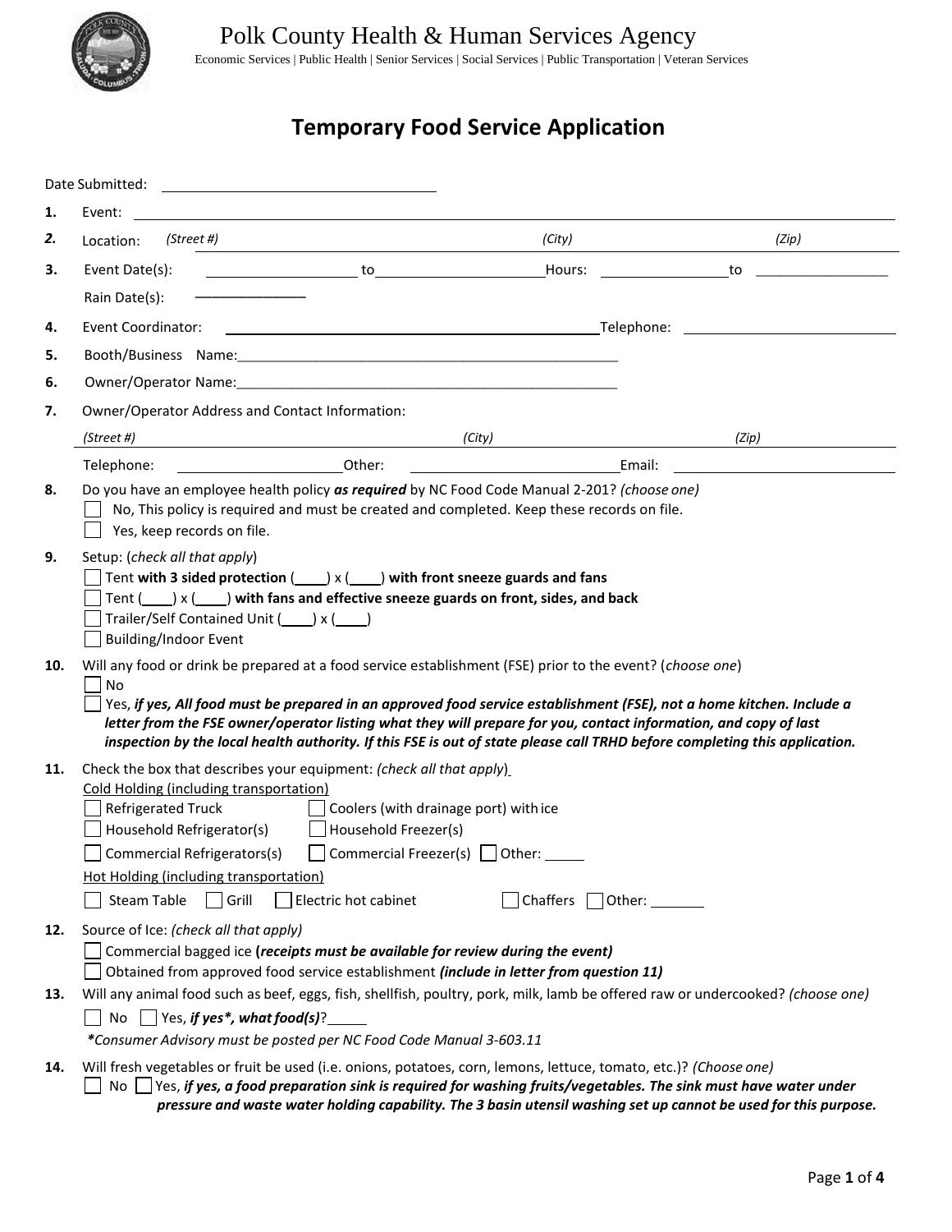# Polk County Health & Human Services Agency

Economic Services | Public Health | Senior Services | Social Services | Public Transportation | Veteran Services

## Temporary Food Service Application

Date Submitted: ______________________________

**1.** Event: ______________________________

***2.*** Location: *(Street #)* ______________ *(City)* ______________ *(Zip)* ______________

**3.** Event Date(s): ______________ to ______________ Hours: ______________ to ______________

Rain Date(s): ______________

**4.** Event Coordinator: ______________________________ Telephone: ______________

**5.** Booth/Business Name: ______________________________

**6.** Owner/Operator Name: ______________________________

**7.** Owner/Operator Address and Contact Information:

*(Street #)* ______________ *(City)* ______________ *(Zip)* ______________

Telephone: ______________ Other: ______________ Email: ______________

**8.** Do you have an employee health policy ***as required*** by NC Food Code Manual 2-201? *(choose one)*

- ☐ No, This policy is required and must be created and completed. Keep these records on file.
- ☐ Yes, keep records on file.

**9.** Setup: (*check all that apply*)

- ☐ Tent **with 3 sided protection** (____) x (____) **with front sneeze guards and fans**
- ☐ Tent (____) x (____) **with fans and effective sneeze guards on front, sides, and back**
- ☐ Trailer/Self Contained Unit (____) x (____)
- ☐ Building/Indoor Event

**10.** Will any food or drink be prepared at a food service establishment (FSE) prior to the event? (*choose one*)

- ☐ No
- ☐ Yes, ***if yes, All food must be prepared in an approved food service establishment (FSE), not a home kitchen. Include a letter from the FSE owner/operator listing what they will prepare for you, contact information, and copy of last inspection by the local health authority. If this FSE is out of state please call TRHD before completing this application.***

**11.** Check the box that describes your equipment: *(check all that apply)*

Cold Holding (including transportation)

- ☐ Refrigerated Truck ☐ Coolers (with drainage port) with ice
- ☐ Household Refrigerator(s) ☐ Household Freezer(s)
- ☐ Commercial Refrigerators(s) ☐ Commercial Freezer(s) ☐ Other: _____

Hot Holding (including transportation)

- ☐ Steam Table ☐ Grill ☐ Electric hot cabinet ☐ Chaffers ☐ Other: _______

**12.** Source of Ice: *(check all that apply)*

- ☐ Commercial bagged ice **(*receipts must be available for review during the event*)**
- ☐ Obtained from approved food service establishment ***(include in letter from question 11)***

**13.** Will any animal food such as beef, eggs, fish, shellfish, poultry, pork, milk, lamb be offered raw or undercooked? *(choose one)*

☐ No ☐ Yes, ***if yes\*, what food(s)***? _____

***\*Consumer Advisory must be posted per NC Food Code Manual 3-603.11***

**14.** Will fresh vegetables or fruit be used (i.e. onions, potatoes, corn, lemons, lettuce, tomato, etc.)? *(Choose one)*

☐ No ☐ Yes, ***if yes, a food preparation sink is required for washing fruits/vegetables. The sink must have water under pressure and waste water holding capability. The 3 basin utensil washing set up cannot be used for this purpose.***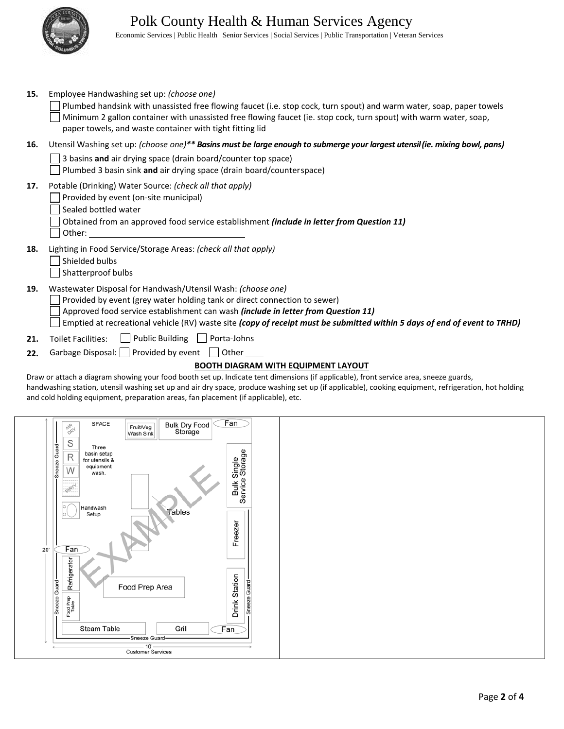# Polk County Health & Human Services Agency

Economic Services | Public Health | Senior Services | Social Services | Public Transportation | Veteran Services

**15.** Employee Handwashing set up: *(choose one)*

- ☐ Plumbed handsink with unassisted free flowing faucet (i.e. stop cock, turn spout) and warm water, soap, paper towels
- ☐ Minimum 2 gallon container with unassisted free flowing faucet (ie. stop cock, turn spout) with warm water, soap, paper towels, and waste container with tight fitting lid

**16.** Utensil Washing set up: *(choose one)* ***\*\* Basins must be large enough to submerge your largest utensil (ie. mixing bowl, pans)***

- ☐ 3 basins **and** air drying space (drain board/counter top space)
- ☐ Plumbed 3 basin sink **and** air drying space (drain board/counter space)

**17.** Potable (Drinking) Water Source: *(check all that apply)*

- ☐ Provided by event (on-site municipal)
- ☐ Sealed bottled water
- ☐ Obtained from an approved food service establishment ***(include in letter from Question 11)***
- ☐ Other: \_\_\_\_\_\_\_\_\_\_\_\_\_\_\_\_\_\_\_\_

**18.** Lighting in Food Service/Storage Areas: *(check all that apply)*

- ☐ Shielded bulbs
- ☐ Shatterproof bulbs

**19.** Wastewater Disposal for Handwash/Utensil Wash: *(choose one)*

- ☐ Provided by event (grey water holding tank or direct connection to sewer)
- ☐ Approved food service establishment can wash ***(include in letter from Question 11)***
- ☐ Emptied at recreational vehicle (RV) waste site ***(copy of receipt must be submitted within 5 days of end of event to TRHD)***

**21.** Toilet Facilities: ☐ Public Building ☐ Porta-Johns

**22.** Garbage Disposal: ☐ Provided by event ☐ Other \_\_\_\_

**BOOTH DIAGRAM WITH EQUIPMENT LAYOUT**

Draw or attach a diagram showing your food booth set up. Indicate tent dimensions (if applicable), front service area, sneeze guards, handwashing station, utensil washing set up and air dry space, produce washing set up (if applicable), cooking equipment, refrigeration, hot holding and cold holding equipment, preparation areas, fan placement (if applicable), etc.

EXAMPLE: AIR DRY SPACE; S, R, W, DIRTY – Three basin setup for utensils & equipment wash; Fruit/Veg Wash Sink; Bulk Dry Food Storage; Fan; Bulk Single Service Storage; Handwash Setup; Tables; Freezer; Fan; Refrigerator; Food Prep Area; Food Prep Table; Drink Station; Steam Table; Grill; Fan; Sneeze Guard; 20'; 10'; Customer Services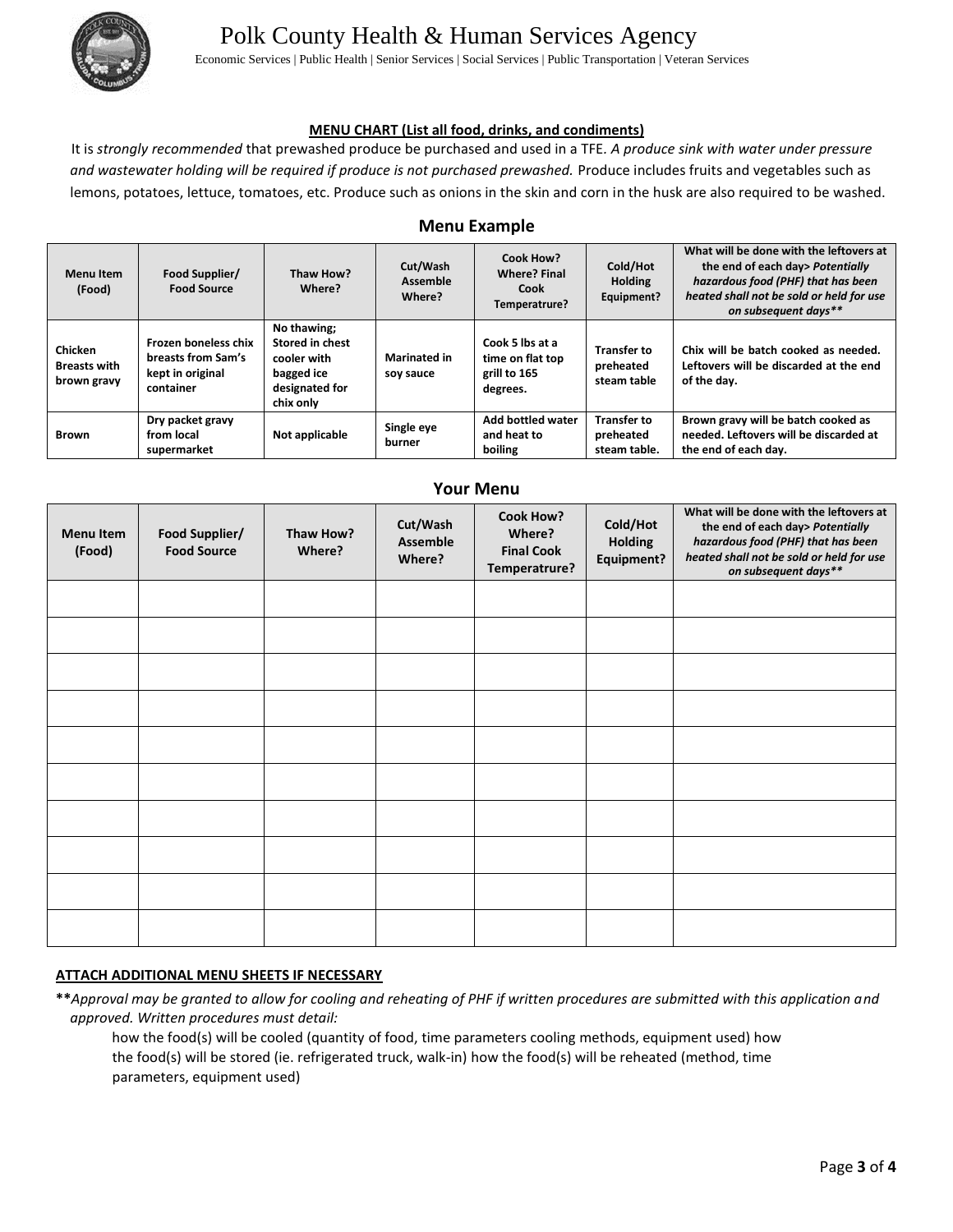# Polk County Health & Human Services Agency

Economic Services | Public Health | Senior Services | Social Services | Public Transportation | Veteran Services

**MENU CHART (List all food, drinks, and condiments)**

It is *strongly recommended* that prewashed produce be purchased and used in a TFE. *A produce sink with water under pressure and wastewater holding will be required if produce is not purchased prewashed.* Produce includes fruits and vegetables such as lemons, potatoes, lettuce, tomatoes, etc. Produce such as onions in the skin and corn in the husk are also required to be washed.

## Menu Example

| Menu Item (Food) | Food Supplier/ Food Source | Thaw How? Where? | Cut/Wash Assemble Where? | Cook How? Where? Final Cook Temperatrure? | Cold/Hot Holding Equipment? | What will be done with the leftovers at the end of each day> *Potentially hazardous food (PHF) that has been heated shall not be sold or held for use on subsequent days*** |
|---|---|---|---|---|---|---|
| **Chicken Breasts with brown gravy** | **Frozen boneless chix breasts from Sam's kept in original container** | **No thawing; Stored in chest cooler with bagged ice designated for chix only** | **Marinated in soy sauce** | **Cook 5 lbs at a time on flat top grill to 165 degrees.** | **Transfer to preheated steam table** | **Chix will be batch cooked as needed. Leftovers will be discarded at the end of the day.** |
| **Brown** | **Dry packet gravy from local supermarket** | **Not applicable** | **Single eye burner** | **Add bottled water and heat to boiling** | **Transfer to preheated steam table.** | **Brown gravy will be batch cooked as needed. Leftovers will be discarded at the end of each day.** |

## Your Menu

| Menu Item (Food) | Food Supplier/ Food Source | Thaw How? Where? | Cut/Wash Assemble Where? | Cook How? Where? Final Cook Temperatrure? | Cold/Hot Holding Equipment? | What will be done with the leftovers at the end of each day> *Potentially hazardous food (PHF) that has been heated shall not be sold or held for use on subsequent days*** |
|---|---|---|---|---|---|---|
| | | | | | | |
| | | | | | | |
| | | | | | | |
| | | | | | | |
| | | | | | | |
| | | | | | | |
| | | | | | | |
| | | | | | | |
| | | | | | | |
| | | | | | | |

**ATTACH ADDITIONAL MENU SHEETS IF NECESSARY**

****Approval may be granted to allow for cooling and reheating of PHF if written procedures are submitted with this application and approved. Written procedures must detail:*

how the food(s) will be cooled (quantity of food, time parameters cooling methods, equipment used) how the food(s) will be stored (ie. refrigerated truck, walk-in) how the food(s) will be reheated (method, time parameters, equipment used)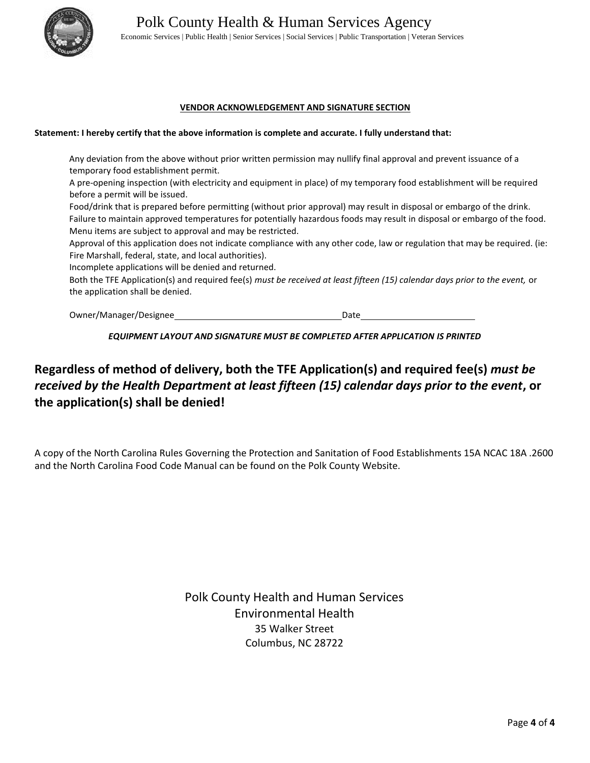**VENDOR ACKNOWLEDGEMENT AND SIGNATURE SECTION**

**Statement: I hereby certify that the above information is complete and accurate. I fully understand that:**

Any deviation from the above without prior written permission may nullify final approval and prevent issuance of a temporary food establishment permit.
A pre-opening inspection (with electricity and equipment in place) of my temporary food establishment will be required before a permit will be issued.
Food/drink that is prepared before permitting (without prior approval) may result in disposal or embargo of the drink.
Failure to maintain approved temperatures for potentially hazardous foods may result in disposal or embargo of the food.
Menu items are subject to approval and may be restricted.
Approval of this application does not indicate compliance with any other code, law or regulation that may be required. (ie: Fire Marshall, federal, state, and local authorities).
Incomplete applications will be denied and returned.
Both the TFE Application(s) and required fee(s) *must be received at least fifteen (15) calendar days prior to the event,* or the application shall be denied.

Owner/Manager/Designee\_\_\_\_\_\_\_\_\_\_\_\_\_\_\_\_\_\_\_\_\_\_\_\_\_\_\_\_\_\_\_\_\_\_ Date\_\_\_\_\_\_\_\_\_\_\_\_\_\_\_\_\_\_\_\_\_\_\_\_

***EQUIPMENT LAYOUT AND SIGNATURE MUST BE COMPLETED AFTER APPLICATION IS PRINTED***

## Regardless of method of delivery, both the TFE Application(s) and required fee(s) *must be received by the Health Department at least fifteen (15) calendar days prior to the event*, or the application(s) shall be denied!

A copy of the North Carolina Rules Governing the Protection and Sanitation of Food Establishments 15A NCAC 18A .2600 and the North Carolina Food Code Manual can be found on the Polk County Website.

Polk County Health and Human Services
Environmental Health
35 Walker Street
Columbus, NC 28722